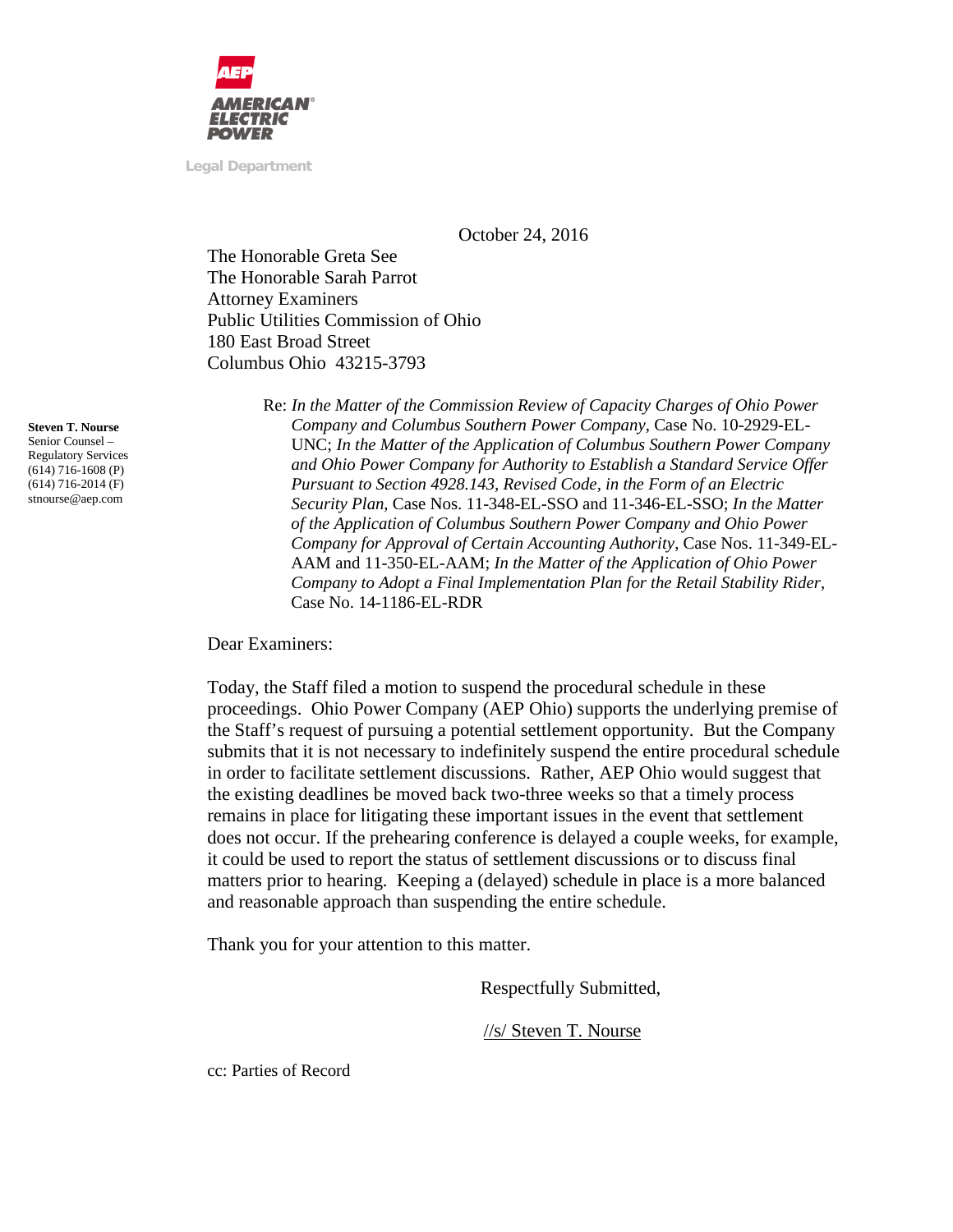AMERICAN ELECTRIC POWER

Legal Department

October 24, 2016

The Honorable Greta See
The Honorable Sarah Parrot
Attorney Examiners
Public Utilities Commission of Ohio
180 East Broad Street
Columbus Ohio 43215-3793

**Steven T. Nourse**
Senior Counsel –
Regulatory Services
(614) 716-1608 (P)
(614) 716-2014 (F)
stnourse@aep.com

Re: *In the Matter of the Commission Review of Capacity Charges of Ohio Power Company and Columbus Southern Power Company*, Case No. 10-2929-EL-UNC; *In the Matter of the Application of Columbus Southern Power Company and Ohio Power Company for Authority to Establish a Standard Service Offer Pursuant to Section 4928.143, Revised Code, in the Form of an Electric Security Plan*, Case Nos. 11-348-EL-SSO and 11-346-EL-SSO; *In the Matter of the Application of Columbus Southern Power Company and Ohio Power Company for Approval of Certain Accounting Authority*, Case Nos. 11-349-EL-AAM and 11-350-EL-AAM; *In the Matter of the Application of Ohio Power Company to Adopt a Final Implementation Plan for the Retail Stability Rider*, Case No. 14-1186-EL-RDR

Dear Examiners:

Today, the Staff filed a motion to suspend the procedural schedule in these proceedings. Ohio Power Company (AEP Ohio) supports the underlying premise of the Staff's request of pursuing a potential settlement opportunity. But the Company submits that it is not necessary to indefinitely suspend the entire procedural schedule in order to facilitate settlement discussions. Rather, AEP Ohio would suggest that the existing deadlines be moved back two-three weeks so that a timely process remains in place for litigating these important issues in the event that settlement does not occur. If the prehearing conference is delayed a couple weeks, for example, it could be used to report the status of settlement discussions or to discuss final matters prior to hearing. Keeping a (delayed) schedule in place is a more balanced and reasonable approach than suspending the entire schedule.

Thank you for your attention to this matter.

Respectfully Submitted,

//s/ Steven T. Nourse

cc: Parties of Record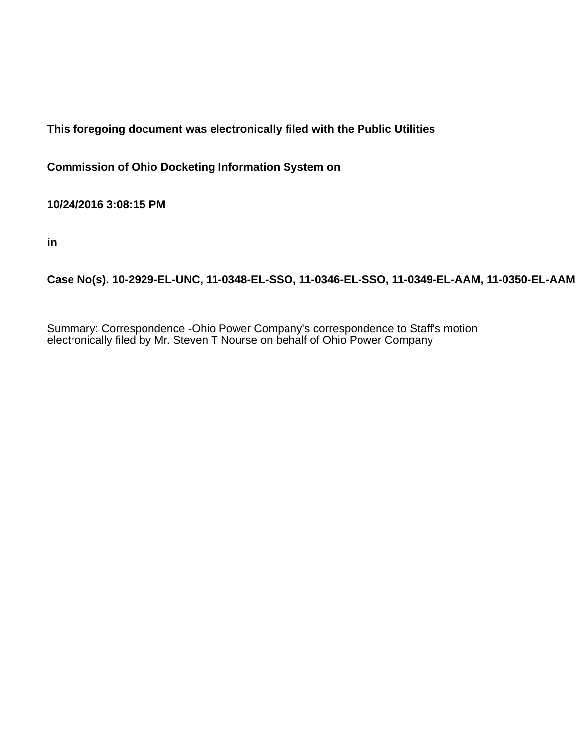**This foregoing document was electronically filed with the Public Utilities**

**Commission of Ohio Docketing Information System on**

**10/24/2016 3:08:15 PM**

**in**

**Case No(s). 10-2929-EL-UNC, 11-0348-EL-SSO, 11-0346-EL-SSO, 11-0349-EL-AAM, 11-0350-EL-AAM**

Summary: Correspondence -Ohio Power Company's correspondence to Staff's motion electronically filed by Mr. Steven T Nourse on behalf of Ohio Power Company